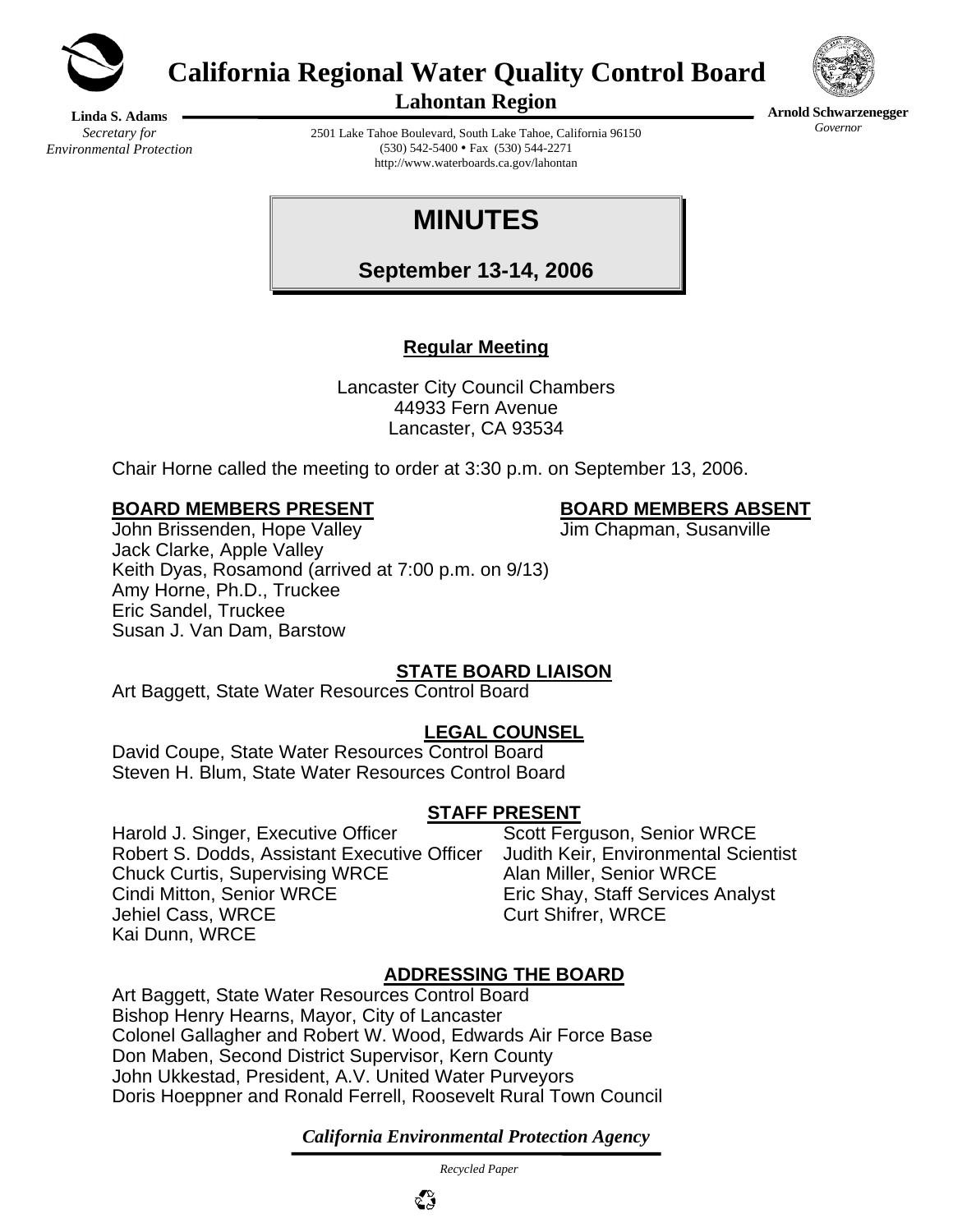# California Regional Water Quality Control Board
## Lahontan Region

**Linda S. Adams**
*Secretary for Environmental Protection*

2501 Lake Tahoe Boulevard, South Lake Tahoe, California 96150
(530) 542-5400 • Fax (530) 544-2271
http://www.waterboards.ca.gov/lahontan

**Arnold Schwarzenegger**
*Governor*

# MINUTES

**September 13-14, 2006**

**Regular Meeting**

Lancaster City Council Chambers
44933 Fern Avenue
Lancaster, CA 93534

Chair Horne called the meeting to order at 3:30 p.m. on September 13, 2006.

**BOARD MEMBERS PRESENT**
John Brissenden, Hope Valley
Jack Clarke, Apple Valley
Keith Dyas, Rosamond (arrived at 7:00 p.m. on 9/13)
Amy Horne, Ph.D., Truckee
Eric Sandel, Truckee
Susan J. Van Dam, Barstow

**BOARD MEMBERS ABSENT**
Jim Chapman, Susanville

**STATE BOARD LIAISON**
Art Baggett, State Water Resources Control Board

**LEGAL COUNSEL**
David Coupe, State Water Resources Control Board
Steven H. Blum, State Water Resources Control Board

**STAFF PRESENT**
Harold J. Singer, Executive Officer
Robert S. Dodds, Assistant Executive Officer
Chuck Curtis, Supervising WRCE
Cindi Mitton, Senior WRCE
Jehiel Cass, WRCE
Kai Dunn, WRCE
Scott Ferguson, Senior WRCE
Judith Keir, Environmental Scientist
Alan Miller, Senior WRCE
Eric Shay, Staff Services Analyst
Curt Shifrer, WRCE

**ADDRESSING THE BOARD**
Art Baggett, State Water Resources Control Board
Bishop Henry Hearns, Mayor, City of Lancaster
Colonel Gallagher and Robert W. Wood, Edwards Air Force Base
Don Maben, Second District Supervisor, Kern County
John Ukkestad, President, A.V. United Water Purveyors
Doris Hoeppner and Ronald Ferrell, Roosevelt Rural Town Council

*California Environmental Protection Agency*

*Recycled Paper*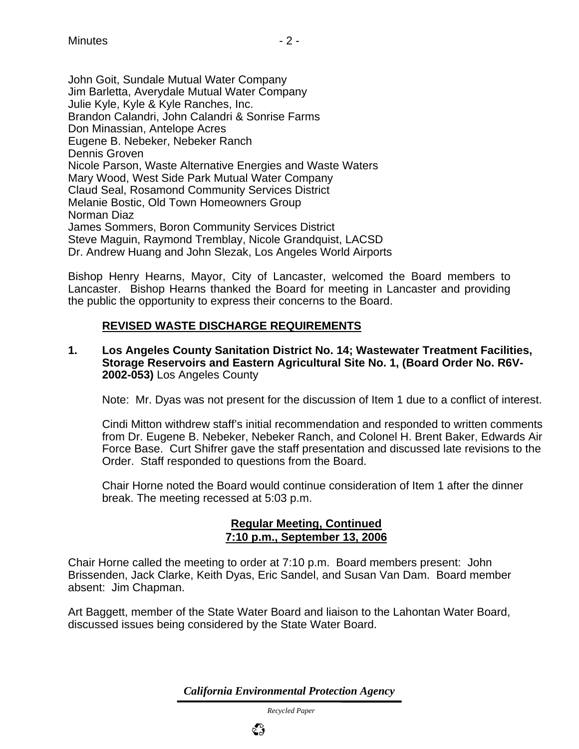John Goit, Sundale Mutual Water Company
Jim Barletta, Averydale Mutual Water Company
Julie Kyle, Kyle & Kyle Ranches, Inc.
Brandon Calandri, John Calandri & Sonrise Farms
Don Minassian, Antelope Acres
Eugene B. Nebeker, Nebeker Ranch
Dennis Groven
Nicole Parson, Waste Alternative Energies and Waste Waters
Mary Wood, West Side Park Mutual Water Company
Claud Seal, Rosamond Community Services District
Melanie Bostic, Old Town Homeowners Group
Norman Diaz
James Sommers, Boron Community Services District
Steve Maguin, Raymond Tremblay, Nicole Grandquist, LACSD
Dr. Andrew Huang and John Slezak, Los Angeles World Airports

Bishop Henry Hearns, Mayor, City of Lancaster, welcomed the Board members to Lancaster. Bishop Hearns thanked the Board for meeting in Lancaster and providing the public the opportunity to express their concerns to the Board.

## REVISED WASTE DISCHARGE REQUIREMENTS

**1. Los Angeles County Sanitation District No. 14; Wastewater Treatment Facilities, Storage Reservoirs and Eastern Agricultural Site No. 1, (Board Order No. R6V-2002-053)** Los Angeles County

Note: Mr. Dyas was not present for the discussion of Item 1 due to a conflict of interest.

Cindi Mitton withdrew staff's initial recommendation and responded to written comments from Dr. Eugene B. Nebeker, Nebeker Ranch, and Colonel H. Brent Baker, Edwards Air Force Base. Curt Shifrer gave the staff presentation and discussed late revisions to the Order. Staff responded to questions from the Board.

Chair Horne noted the Board would continue consideration of Item 1 after the dinner break. The meeting recessed at 5:03 p.m.

**Regular Meeting, Continued**
**7:10 p.m., September 13, 2006**

Chair Horne called the meeting to order at 7:10 p.m. Board members present: John Brissenden, Jack Clarke, Keith Dyas, Eric Sandel, and Susan Van Dam. Board member absent: Jim Chapman.

Art Baggett, member of the State Water Board and liaison to the Lahontan Water Board, discussed issues being considered by the State Water Board.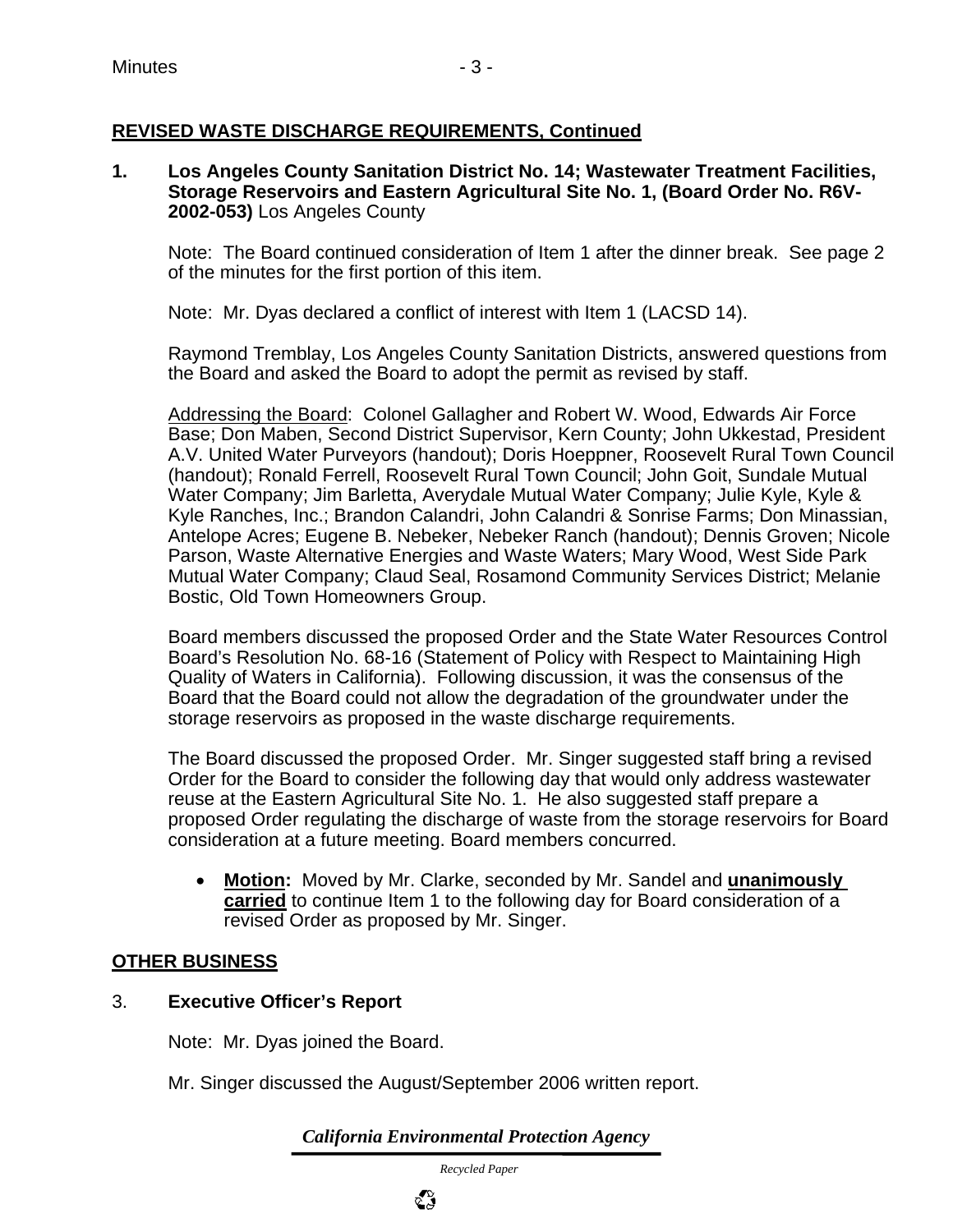## REVISED WASTE DISCHARGE REQUIREMENTS, Continued

**1. Los Angeles County Sanitation District No. 14; Wastewater Treatment Facilities, Storage Reservoirs and Eastern Agricultural Site No. 1, (Board Order No. R6V-2002-053)** Los Angeles County

Note: The Board continued consideration of Item 1 after the dinner break. See page 2 of the minutes for the first portion of this item.

Note: Mr. Dyas declared a conflict of interest with Item 1 (LACSD 14).

Raymond Tremblay, Los Angeles County Sanitation Districts, answered questions from the Board and asked the Board to adopt the permit as revised by staff.

Addressing the Board: Colonel Gallagher and Robert W. Wood, Edwards Air Force Base; Don Maben, Second District Supervisor, Kern County; John Ukkestad, President A.V. United Water Purveyors (handout); Doris Hoeppner, Roosevelt Rural Town Council (handout); Ronald Ferrell, Roosevelt Rural Town Council; John Goit, Sundale Mutual Water Company; Jim Barletta, Averydale Mutual Water Company; Julie Kyle, Kyle & Kyle Ranches, Inc.; Brandon Calandri, John Calandri & Sonrise Farms; Don Minassian, Antelope Acres; Eugene B. Nebeker, Nebeker Ranch (handout); Dennis Groven; Nicole Parson, Waste Alternative Energies and Waste Waters; Mary Wood, West Side Park Mutual Water Company; Claud Seal, Rosamond Community Services District; Melanie Bostic, Old Town Homeowners Group.

Board members discussed the proposed Order and the State Water Resources Control Board's Resolution No. 68-16 (Statement of Policy with Respect to Maintaining High Quality of Waters in California). Following discussion, it was the consensus of the Board that the Board could not allow the degradation of the groundwater under the storage reservoirs as proposed in the waste discharge requirements.

The Board discussed the proposed Order. Mr. Singer suggested staff bring a revised Order for the Board to consider the following day that would only address wastewater reuse at the Eastern Agricultural Site No. 1. He also suggested staff prepare a proposed Order regulating the discharge of waste from the storage reservoirs for Board consideration at a future meeting. Board members concurred.

- **Motion:** Moved by Mr. Clarke, seconded by Mr. Sandel and **unanimously carried** to continue Item 1 to the following day for Board consideration of a revised Order as proposed by Mr. Singer.

## OTHER BUSINESS

3. **Executive Officer's Report**

Note: Mr. Dyas joined the Board.

Mr. Singer discussed the August/September 2006 written report.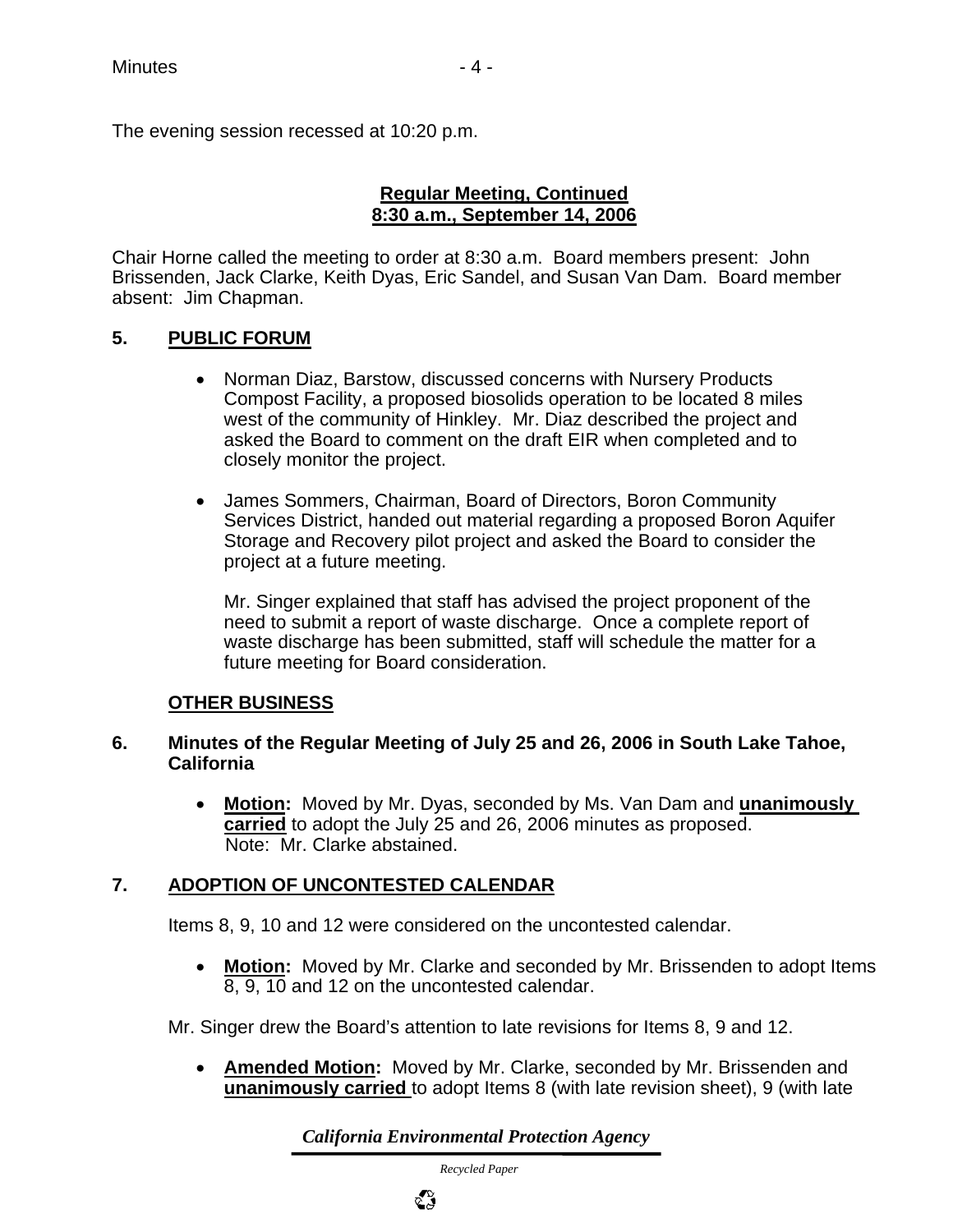The evening session recessed at 10:20 p.m.

**Regular Meeting, Continued**
**8:30 a.m., September 14, 2006**

Chair Horne called the meeting to order at 8:30 a.m. Board members present: John Brissenden, Jack Clarke, Keith Dyas, Eric Sandel, and Susan Van Dam. Board member absent: Jim Chapman.

## 5. PUBLIC FORUM

- Norman Diaz, Barstow, discussed concerns with Nursery Products Compost Facility, a proposed biosolids operation to be located 8 miles west of the community of Hinkley. Mr. Diaz described the project and asked the Board to comment on the draft EIR when completed and to closely monitor the project.

- James Sommers, Chairman, Board of Directors, Boron Community Services District, handed out material regarding a proposed Boron Aquifer Storage and Recovery pilot project and asked the Board to consider the project at a future meeting.

  Mr. Singer explained that staff has advised the project proponent of the need to submit a report of waste discharge. Once a complete report of waste discharge has been submitted, staff will schedule the matter for a future meeting for Board consideration.

## OTHER BUSINESS

## 6. Minutes of the Regular Meeting of July 25 and 26, 2006 in South Lake Tahoe, California

- **Motion:** Moved by Mr. Dyas, seconded by Ms. Van Dam and **unanimously carried** to adopt the July 25 and 26, 2006 minutes as proposed. Note: Mr. Clarke abstained.

## 7. ADOPTION OF UNCONTESTED CALENDAR

Items 8, 9, 10 and 12 were considered on the uncontested calendar.

- **Motion:** Moved by Mr. Clarke and seconded by Mr. Brissenden to adopt Items 8, 9, 10 and 12 on the uncontested calendar.

Mr. Singer drew the Board's attention to late revisions for Items 8, 9 and 12.

- **Amended Motion:** Moved by Mr. Clarke, seconded by Mr. Brissenden and **unanimously carried** to adopt Items 8 (with late revision sheet), 9 (with late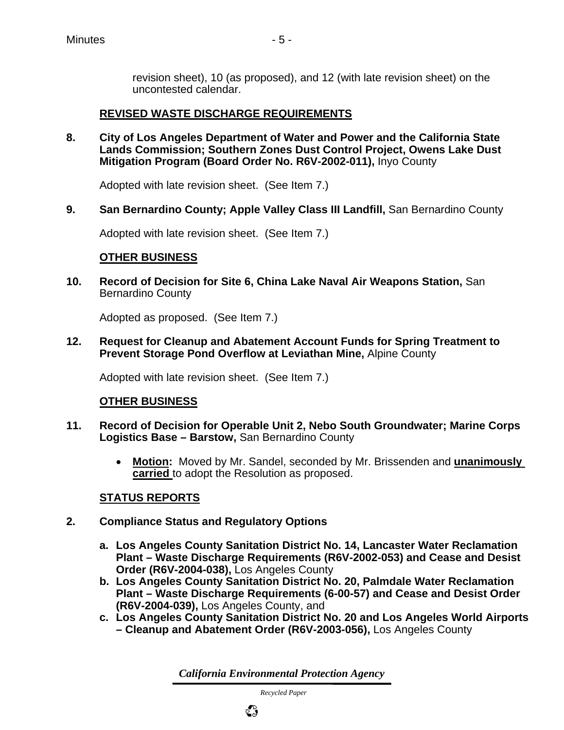revision sheet), 10 (as proposed), and 12 (with late revision sheet) on the uncontested calendar.

**REVISED WASTE DISCHARGE REQUIREMENTS**

**8. City of Los Angeles Department of Water and Power and the California State Lands Commission; Southern Zones Dust Control Project, Owens Lake Dust Mitigation Program (Board Order No. R6V-2002-011),** Inyo County

Adopted with late revision sheet. (See Item 7.)

**9. San Bernardino County; Apple Valley Class III Landfill,** San Bernardino County

Adopted with late revision sheet. (See Item 7.)

**OTHER BUSINESS**

**10. Record of Decision for Site 6, China Lake Naval Air Weapons Station,** San Bernardino County

Adopted as proposed. (See Item 7.)

**12. Request for Cleanup and Abatement Account Funds for Spring Treatment to Prevent Storage Pond Overflow at Leviathan Mine,** Alpine County

Adopted with late revision sheet. (See Item 7.)

**OTHER BUSINESS**

**11. Record of Decision for Operable Unit 2, Nebo South Groundwater; Marine Corps Logistics Base – Barstow,** San Bernardino County

- **Motion:** Moved by Mr. Sandel, seconded by Mr. Brissenden and **unanimously carried** to adopt the Resolution as proposed.

**STATUS REPORTS**

**2. Compliance Status and Regulatory Options**

a. **Los Angeles County Sanitation District No. 14, Lancaster Water Reclamation Plant – Waste Discharge Requirements (R6V-2002-053) and Cease and Desist Order (R6V-2004-038),** Los Angeles County
b. **Los Angeles County Sanitation District No. 20, Palmdale Water Reclamation Plant – Waste Discharge Requirements (6-00-57) and Cease and Desist Order (R6V-2004-039),** Los Angeles County, and
c. **Los Angeles County Sanitation District No. 20 and Los Angeles World Airports – Cleanup and Abatement Order (R6V-2003-056),** Los Angeles County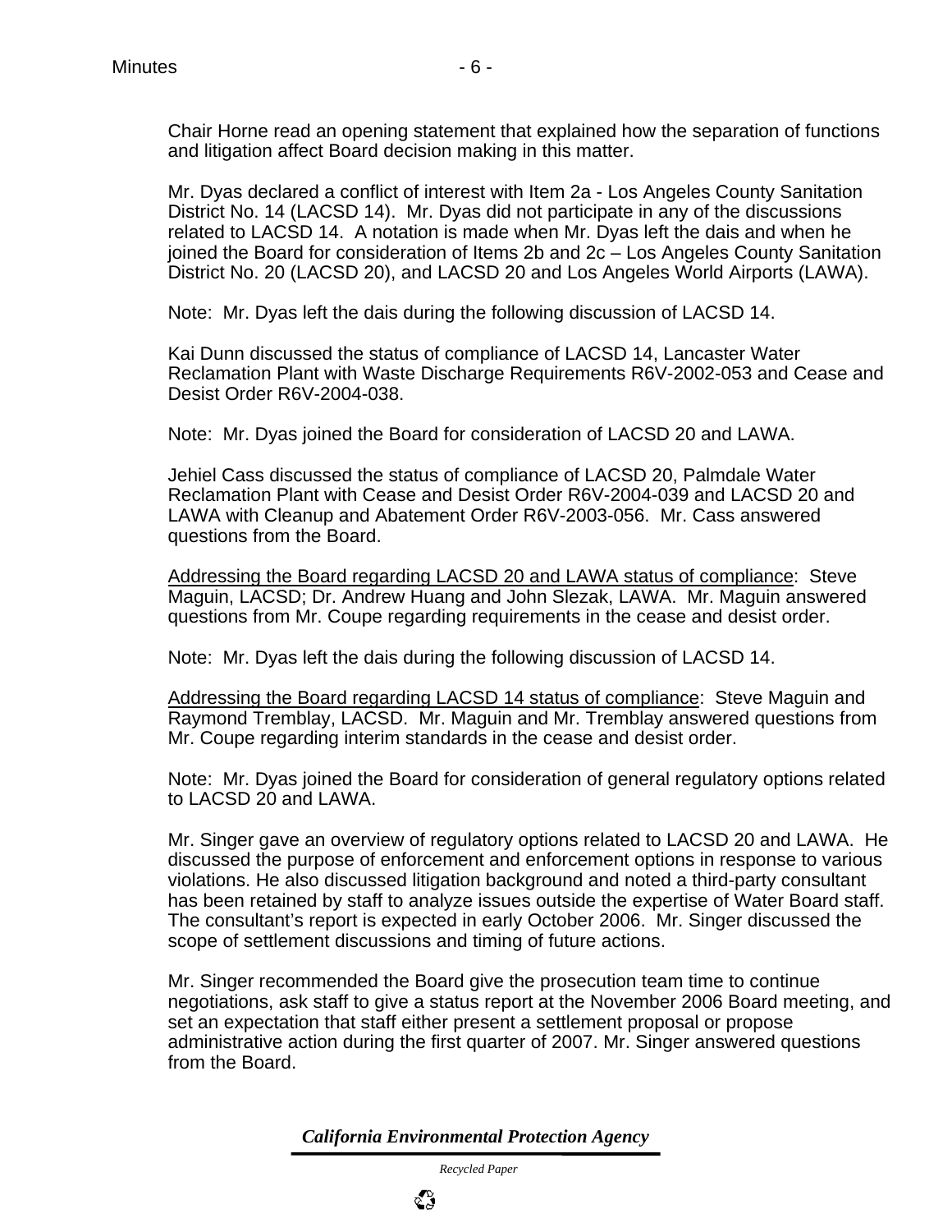Chair Horne read an opening statement that explained how the separation of functions and litigation affect Board decision making in this matter.

Mr. Dyas declared a conflict of interest with Item 2a - Los Angeles County Sanitation District No. 14 (LACSD 14). Mr. Dyas did not participate in any of the discussions related to LACSD 14. A notation is made when Mr. Dyas left the dais and when he joined the Board for consideration of Items 2b and 2c – Los Angeles County Sanitation District No. 20 (LACSD 20), and LACSD 20 and Los Angeles World Airports (LAWA).

Note: Mr. Dyas left the dais during the following discussion of LACSD 14.

Kai Dunn discussed the status of compliance of LACSD 14, Lancaster Water Reclamation Plant with Waste Discharge Requirements R6V-2002-053 and Cease and Desist Order R6V-2004-038.

Note: Mr. Dyas joined the Board for consideration of LACSD 20 and LAWA.

Jehiel Cass discussed the status of compliance of LACSD 20, Palmdale Water Reclamation Plant with Cease and Desist Order R6V-2004-039 and LACSD 20 and LAWA with Cleanup and Abatement Order R6V-2003-056. Mr. Cass answered questions from the Board.

Addressing the Board regarding LACSD 20 and LAWA status of compliance: Steve Maguin, LACSD; Dr. Andrew Huang and John Slezak, LAWA. Mr. Maguin answered questions from Mr. Coupe regarding requirements in the cease and desist order.

Note: Mr. Dyas left the dais during the following discussion of LACSD 14.

Addressing the Board regarding LACSD 14 status of compliance: Steve Maguin and Raymond Tremblay, LACSD. Mr. Maguin and Mr. Tremblay answered questions from Mr. Coupe regarding interim standards in the cease and desist order.

Note: Mr. Dyas joined the Board for consideration of general regulatory options related to LACSD 20 and LAWA.

Mr. Singer gave an overview of regulatory options related to LACSD 20 and LAWA. He discussed the purpose of enforcement and enforcement options in response to various violations. He also discussed litigation background and noted a third-party consultant has been retained by staff to analyze issues outside the expertise of Water Board staff. The consultant's report is expected in early October 2006. Mr. Singer discussed the scope of settlement discussions and timing of future actions.

Mr. Singer recommended the Board give the prosecution team time to continue negotiations, ask staff to give a status report at the November 2006 Board meeting, and set an expectation that staff either present a settlement proposal or propose administrative action during the first quarter of 2007. Mr. Singer answered questions from the Board.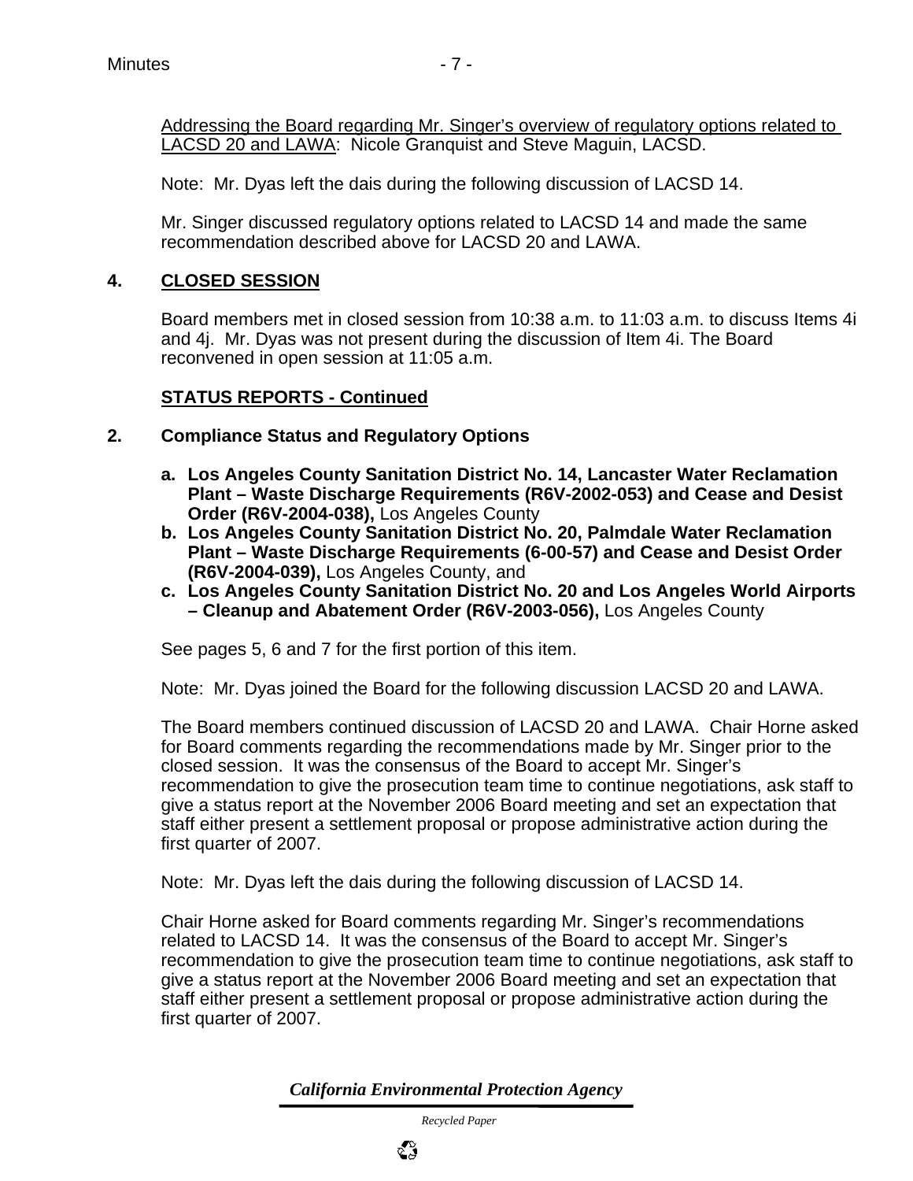Addressing the Board regarding Mr. Singer's overview of regulatory options related to LACSD 20 and LAWA: Nicole Granquist and Steve Maguin, LACSD.

Note: Mr. Dyas left the dais during the following discussion of LACSD 14.

Mr. Singer discussed regulatory options related to LACSD 14 and made the same recommendation described above for LACSD 20 and LAWA.

## 4. CLOSED SESSION

Board members met in closed session from 10:38 a.m. to 11:03 a.m. to discuss Items 4i and 4j. Mr. Dyas was not present during the discussion of Item 4i. The Board reconvened in open session at 11:05 a.m.

## STATUS REPORTS - Continued

### 2. Compliance Status and Regulatory Options

a. **Los Angeles County Sanitation District No. 14, Lancaster Water Reclamation Plant – Waste Discharge Requirements (R6V-2002-053) and Cease and Desist Order (R6V-2004-038),** Los Angeles County
b. **Los Angeles County Sanitation District No. 20, Palmdale Water Reclamation Plant – Waste Discharge Requirements (6-00-57) and Cease and Desist Order (R6V-2004-039),** Los Angeles County, and
c. **Los Angeles County Sanitation District No. 20 and Los Angeles World Airports – Cleanup and Abatement Order (R6V-2003-056),** Los Angeles County

See pages 5, 6 and 7 for the first portion of this item.

Note: Mr. Dyas joined the Board for the following discussion LACSD 20 and LAWA.

The Board members continued discussion of LACSD 20 and LAWA. Chair Horne asked for Board comments regarding the recommendations made by Mr. Singer prior to the closed session. It was the consensus of the Board to accept Mr. Singer's recommendation to give the prosecution team time to continue negotiations, ask staff to give a status report at the November 2006 Board meeting and set an expectation that staff either present a settlement proposal or propose administrative action during the first quarter of 2007.

Note: Mr. Dyas left the dais during the following discussion of LACSD 14.

Chair Horne asked for Board comments regarding Mr. Singer's recommendations related to LACSD 14. It was the consensus of the Board to accept Mr. Singer's recommendation to give the prosecution team time to continue negotiations, ask staff to give a status report at the November 2006 Board meeting and set an expectation that staff either present a settlement proposal or propose administrative action during the first quarter of 2007.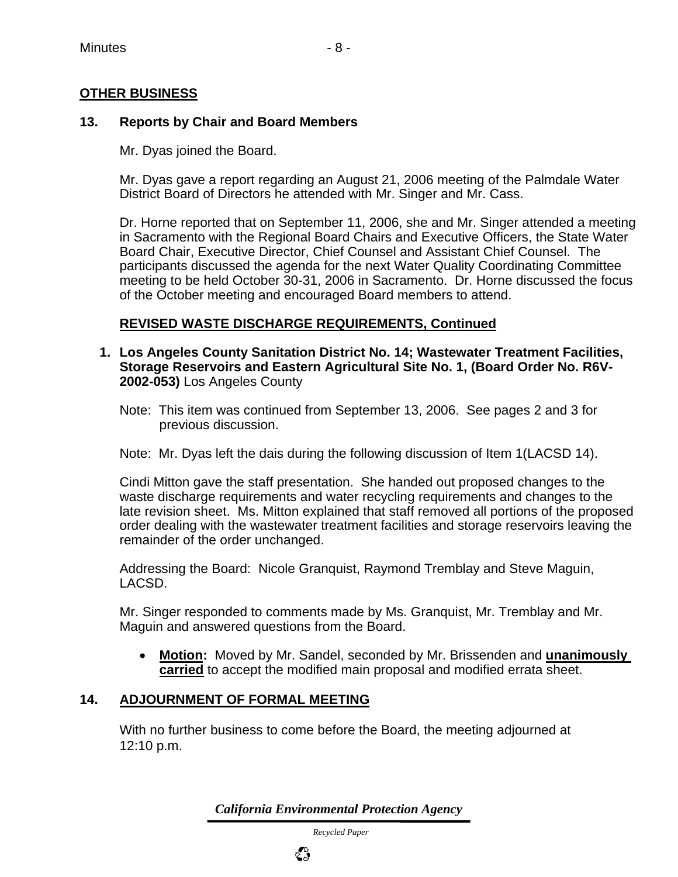## OTHER BUSINESS

### 13. Reports by Chair and Board Members

Mr. Dyas joined the Board.

Mr. Dyas gave a report regarding an August 21, 2006 meeting of the Palmdale Water District Board of Directors he attended with Mr. Singer and Mr. Cass.

Dr. Horne reported that on September 11, 2006, she and Mr. Singer attended a meeting in Sacramento with the Regional Board Chairs and Executive Officers, the State Water Board Chair, Executive Director, Chief Counsel and Assistant Chief Counsel. The participants discussed the agenda for the next Water Quality Coordinating Committee meeting to be held October 30-31, 2006 in Sacramento. Dr. Horne discussed the focus of the October meeting and encouraged Board members to attend.

## REVISED WASTE DISCHARGE REQUIREMENTS, Continued

1. **Los Angeles County Sanitation District No. 14; Wastewater Treatment Facilities, Storage Reservoirs and Eastern Agricultural Site No. 1, (Board Order No. R6V-2002-053)** Los Angeles County

Note: This item was continued from September 13, 2006. See pages 2 and 3 for previous discussion.

Note: Mr. Dyas left the dais during the following discussion of Item 1(LACSD 14).

Cindi Mitton gave the staff presentation. She handed out proposed changes to the waste discharge requirements and water recycling requirements and changes to the late revision sheet. Ms. Mitton explained that staff removed all portions of the proposed order dealing with the wastewater treatment facilities and storage reservoirs leaving the remainder of the order unchanged.

Addressing the Board: Nicole Granquist, Raymond Tremblay and Steve Maguin, LACSD.

Mr. Singer responded to comments made by Ms. Granquist, Mr. Tremblay and Mr. Maguin and answered questions from the Board.

- **Motion:** Moved by Mr. Sandel, seconded by Mr. Brissenden and **unanimously carried** to accept the modified main proposal and modified errata sheet.

### 14. ADJOURNMENT OF FORMAL MEETING

With no further business to come before the Board, the meeting adjourned at 12:10 p.m.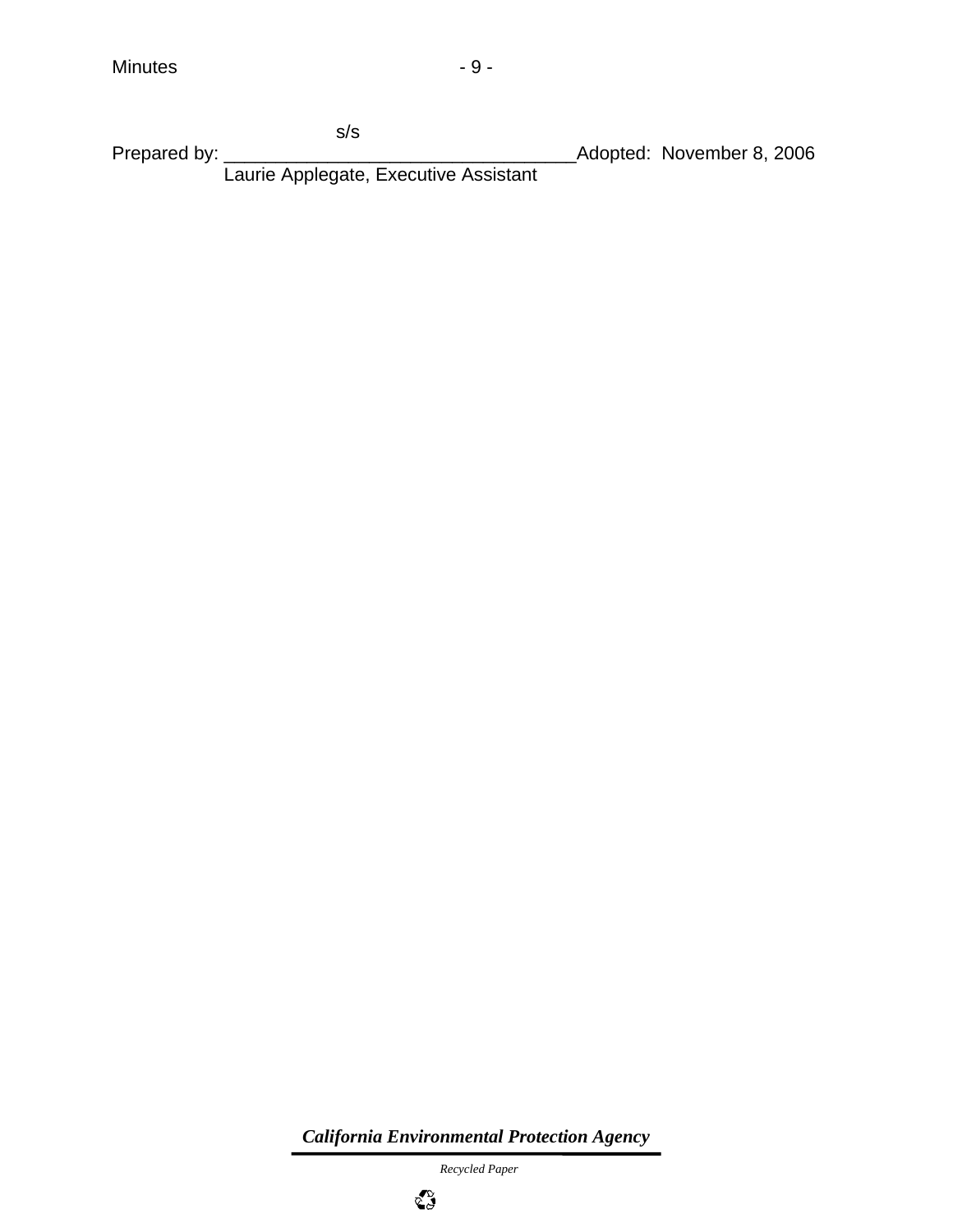s/s

Prepared by: ______________________________ Adopted: November 8, 2006

Laurie Applegate, Executive Assistant

***California Environmental Protection Agency***

*Recycled Paper*